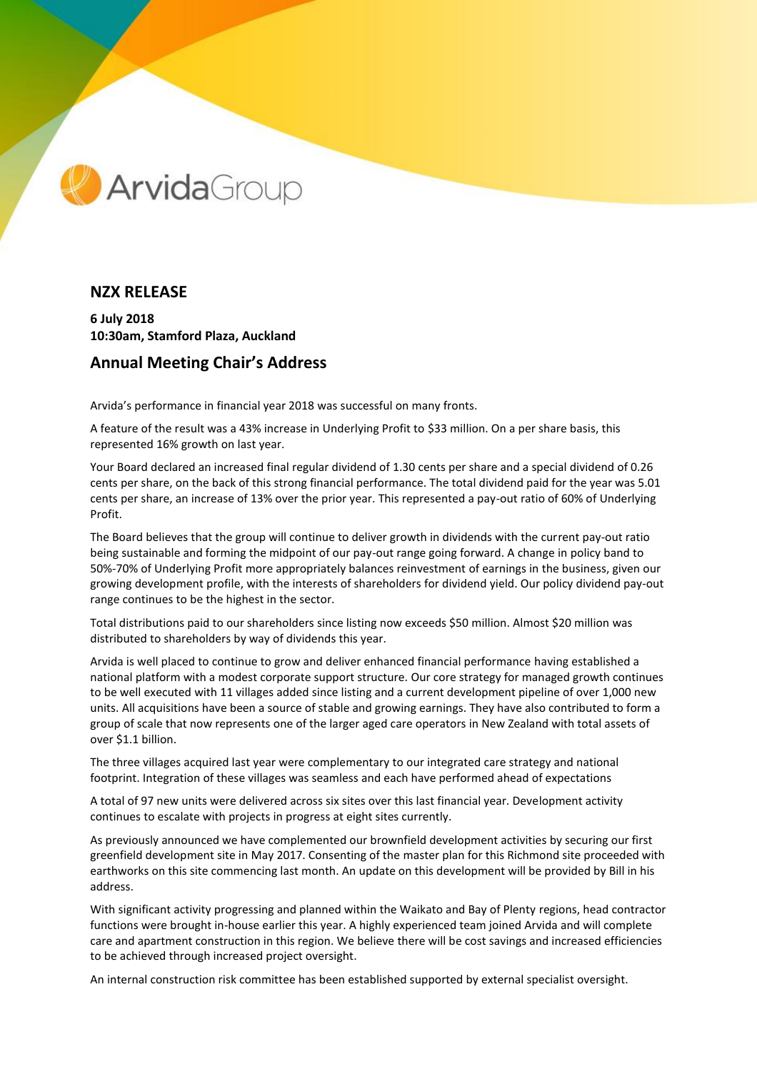ArvidaGroup

## NZX RELEASE

**6 July 2018**
**10:30am, Stamford Plaza, Auckland**

## Annual Meeting Chair's Address

Arvida's performance in financial year 2018 was successful on many fronts.

A feature of the result was a 43% increase in Underlying Profit to $33 million. On a per share basis, this represented 16% growth on last year.

Your Board declared an increased final regular dividend of 1.30 cents per share and a special dividend of 0.26 cents per share, on the back of this strong financial performance. The total dividend paid for the year was 5.01 cents per share, an increase of 13% over the prior year. This represented a pay-out ratio of 60% of Underlying Profit.

The Board believes that the group will continue to deliver growth in dividends with the current pay-out ratio being sustainable and forming the midpoint of our pay-out range going forward. A change in policy band to 50%-70% of Underlying Profit more appropriately balances reinvestment of earnings in the business, given our growing development profile, with the interests of shareholders for dividend yield. Our policy dividend pay-out range continues to be the highest in the sector.

Total distributions paid to our shareholders since listing now exceeds $50 million. Almost $20 million was distributed to shareholders by way of dividends this year.

Arvida is well placed to continue to grow and deliver enhanced financial performance having established a national platform with a modest corporate support structure. Our core strategy for managed growth continues to be well executed with 11 villages added since listing and a current development pipeline of over 1,000 new units. All acquisitions have been a source of stable and growing earnings. They have also contributed to form a group of scale that now represents one of the larger aged care operators in New Zealand with total assets of over $1.1 billion.

The three villages acquired last year were complementary to our integrated care strategy and national footprint. Integration of these villages was seamless and each have performed ahead of expectations

A total of 97 new units were delivered across six sites over this last financial year. Development activity continues to escalate with projects in progress at eight sites currently.

As previously announced we have complemented our brownfield development activities by securing our first greenfield development site in May 2017. Consenting of the master plan for this Richmond site proceeded with earthworks on this site commencing last month. An update on this development will be provided by Bill in his address.

With significant activity progressing and planned within the Waikato and Bay of Plenty regions, head contractor functions were brought in-house earlier this year. A highly experienced team joined Arvida and will complete care and apartment construction in this region. We believe there will be cost savings and increased efficiencies to be achieved through increased project oversight.

An internal construction risk committee has been established supported by external specialist oversight.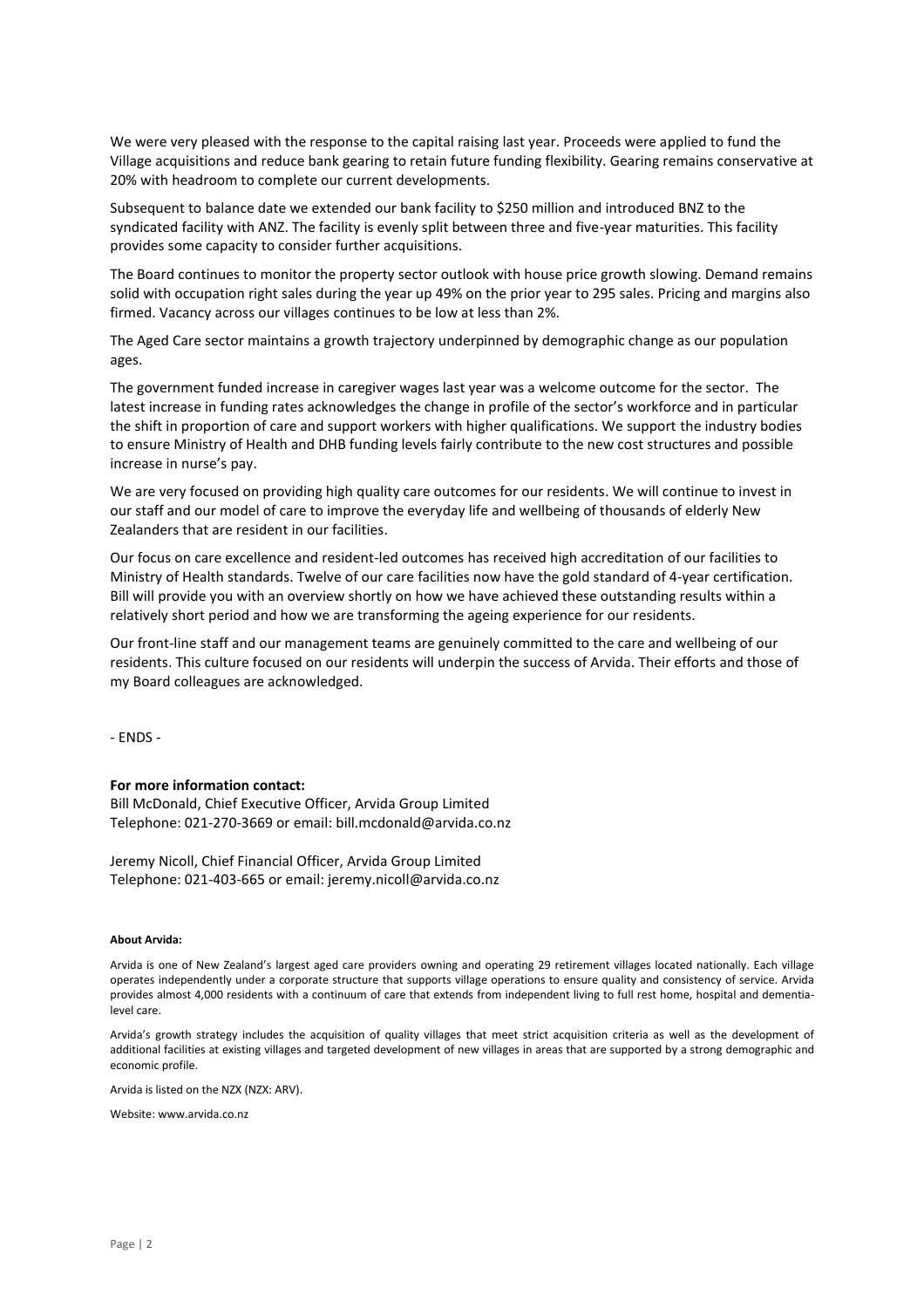We were very pleased with the response to the capital raising last year. Proceeds were applied to fund the Village acquisitions and reduce bank gearing to retain future funding flexibility. Gearing remains conservative at 20% with headroom to complete our current developments.

Subsequent to balance date we extended our bank facility to $250 million and introduced BNZ to the syndicated facility with ANZ. The facility is evenly split between three and five-year maturities. This facility provides some capacity to consider further acquisitions.

The Board continues to monitor the property sector outlook with house price growth slowing. Demand remains solid with occupation right sales during the year up 49% on the prior year to 295 sales. Pricing and margins also firmed. Vacancy across our villages continues to be low at less than 2%.

The Aged Care sector maintains a growth trajectory underpinned by demographic change as our population ages.

The government funded increase in caregiver wages last year was a welcome outcome for the sector. The latest increase in funding rates acknowledges the change in profile of the sector's workforce and in particular the shift in proportion of care and support workers with higher qualifications. We support the industry bodies to ensure Ministry of Health and DHB funding levels fairly contribute to the new cost structures and possible increase in nurse's pay.

We are very focused on providing high quality care outcomes for our residents. We will continue to invest in our staff and our model of care to improve the everyday life and wellbeing of thousands of elderly New Zealanders that are resident in our facilities.

Our focus on care excellence and resident-led outcomes has received high accreditation of our facilities to Ministry of Health standards. Twelve of our care facilities now have the gold standard of 4-year certification. Bill will provide you with an overview shortly on how we have achieved these outstanding results within a relatively short period and how we are transforming the ageing experience for our residents.

Our front-line staff and our management teams are genuinely committed to the care and wellbeing of our residents. This culture focused on our residents will underpin the success of Arvida. Their efforts and those of my Board colleagues are acknowledged.

- ENDS -

**For more information contact:**
Bill McDonald, Chief Executive Officer, Arvida Group Limited
Telephone: 021-270-3669 or email: bill.mcdonald@arvida.co.nz

Jeremy Nicoll, Chief Financial Officer, Arvida Group Limited
Telephone: 021-403-665 or email: jeremy.nicoll@arvida.co.nz

**About Arvida:**

Arvida is one of New Zealand's largest aged care providers owning and operating 29 retirement villages located nationally. Each village operates independently under a corporate structure that supports village operations to ensure quality and consistency of service. Arvida provides almost 4,000 residents with a continuum of care that extends from independent living to full rest home, hospital and dementia-level care.

Arvida's growth strategy includes the acquisition of quality villages that meet strict acquisition criteria as well as the development of additional facilities at existing villages and targeted development of new villages in areas that are supported by a strong demographic and economic profile.

Arvida is listed on the NZX (NZX: ARV).

Website: www.arvida.co.nz